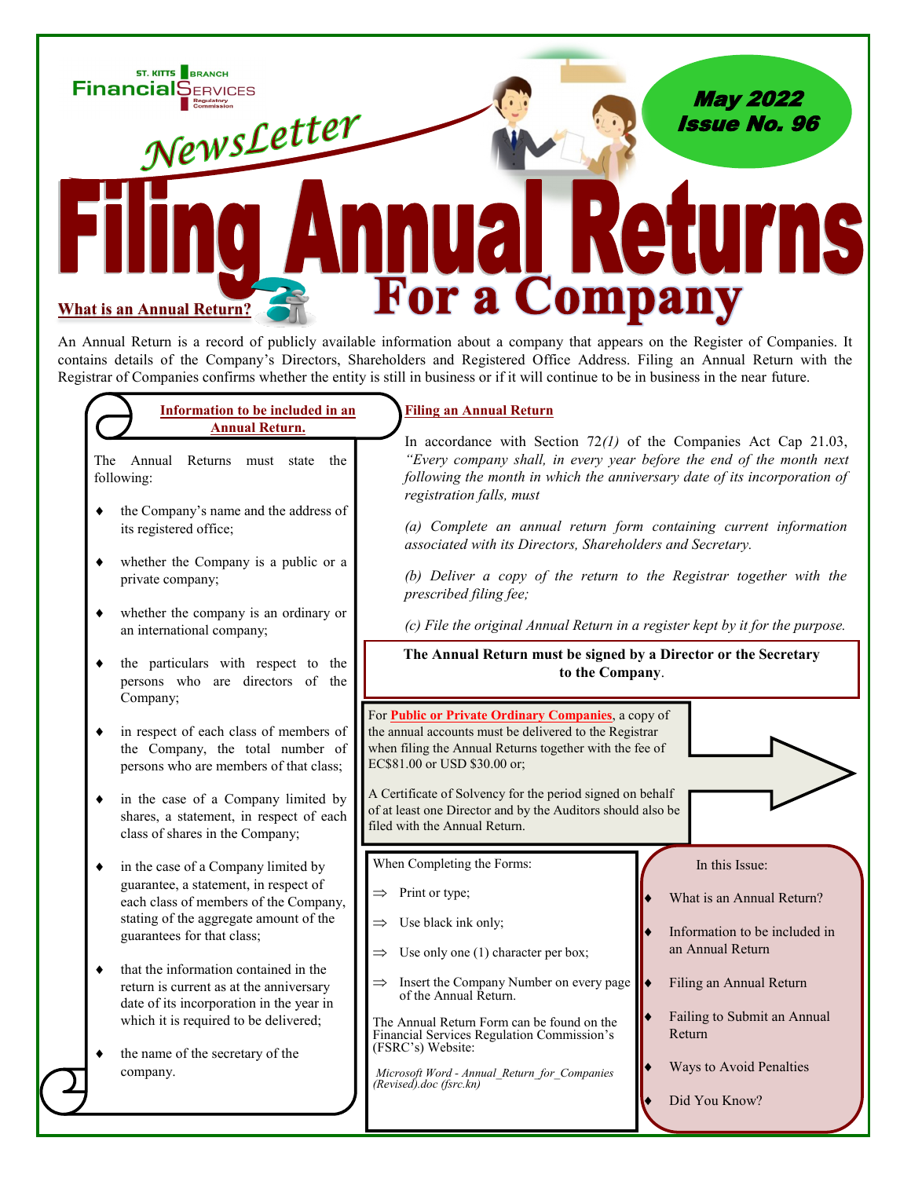ST. KITTS BRANCH Financial Services Regulatory Commission

NewsLetter

May 2022
Issue No. 96

# Filing Annual Returns For a Company

## What is an Annual Return?

An Annual Return is a record of publicly available information about a company that appears on the Register of Companies. It contains details of the Company's Directors, Shareholders and Registered Office Address. Filing an Annual Return with the Registrar of Companies confirms whether the entity is still in business or if it will continue to be in business in the near future.

## Information to be included in an Annual Return.

The Annual Returns must state the following:

- the Company's name and the address of its registered office;
- whether the Company is a public or a private company;
- whether the company is an ordinary or an international company;
- the particulars with respect to the persons who are directors of the Company;
- in respect of each class of members of the Company, the total number of persons who are members of that class;
- in the case of a Company limited by shares, a statement, in respect of each class of shares in the Company;
- in the case of a Company limited by guarantee, a statement, in respect of each class of members of the Company, stating of the aggregate amount of the guarantees for that class;
- that the information contained in the return is current as at the anniversary date of its incorporation in the year in which it is required to be delivered;
- the name of the secretary of the company.

## Filing an Annual Return

In accordance with Section 72*(1)* of the Companies Act Cap 21.03, *"Every company shall, in every year before the end of the month next following the month in which the anniversary date of its incorporation of registration falls, must*

*(a) Complete an annual return form containing current information associated with its Directors, Shareholders and Secretary.*

*(b) Deliver a copy of the return to the Registrar together with the prescribed filing fee;*

*(c) File the original Annual Return in a register kept by it for the purpose.*

**The Annual Return must be signed by a Director or the Secretary to the Company.**

For **Public or Private Ordinary Companies**, a copy of the annual accounts must be delivered to the Registrar when filing the Annual Returns together with the fee of EC$81.00 or USD $30.00 or;

A Certificate of Solvency for the period signed on behalf of at least one Director and by the Auditors should also be filed with the Annual Return.

When Completing the Forms:

- ⇒ Print or type;
- ⇒ Use black ink only;
- ⇒ Use only one (1) character per box;
- ⇒ Insert the Company Number on every page of the Annual Return.

The Annual Return Form can be found on the Financial Services Regulation Commission's (FSRC's) Website:

*Microsoft Word - Annual_Return_for_Companies (Revised).doc (fsrc.kn)*

In this Issue:

- What is an Annual Return?
- Information to be included in an Annual Return
- Filing an Annual Return
- Failing to Submit an Annual Return
- Ways to Avoid Penalties
- Did You Know?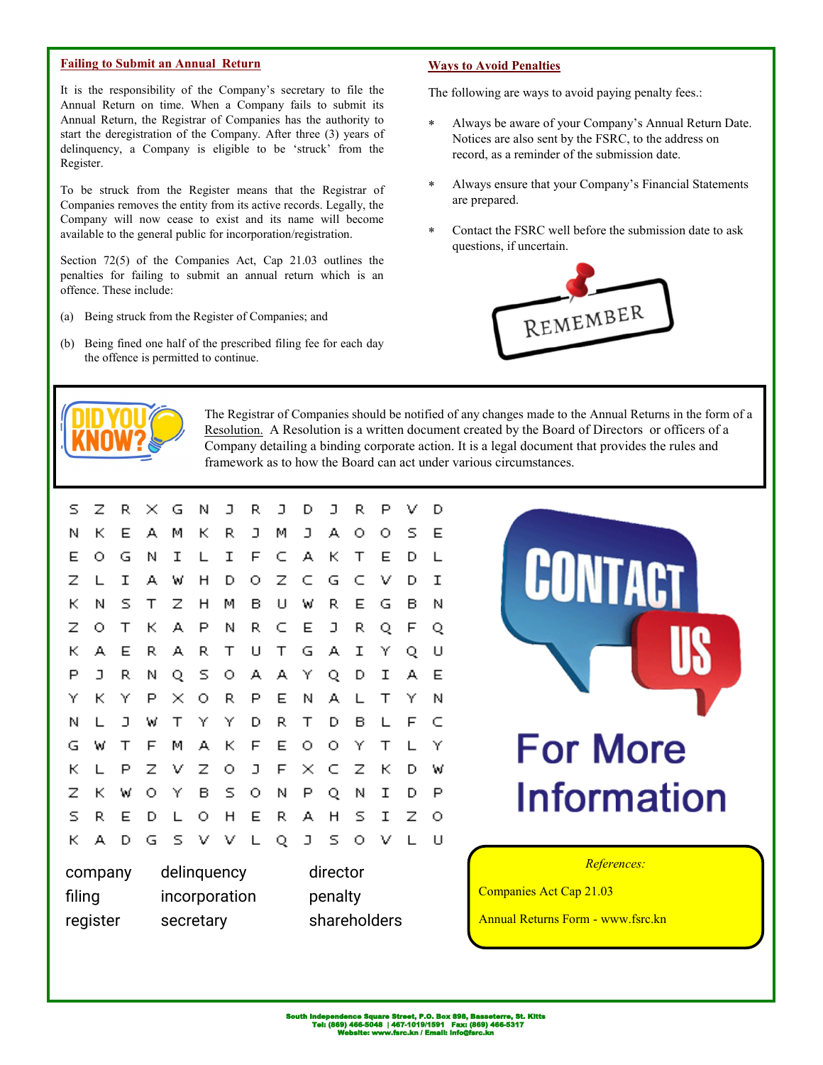## Failing to Submit an Annual Return

It is the responsibility of the Company's secretary to file the Annual Return on time. When a Company fails to submit its Annual Return, the Registrar of Companies has the authority to start the deregistration of the Company. After three (3) years of delinquency, a Company is eligible to be 'struck' from the Register.

To be struck from the Register means that the Registrar of Companies removes the entity from its active records. Legally, the Company will now cease to exist and its name will become available to the general public for incorporation/registration.

Section 72(5) of the Companies Act, Cap 21.03 outlines the penalties for failing to submit an annual return which is an offence. These include:

(a) Being struck from the Register of Companies; and

(b) Being fined one half of the prescribed filing fee for each day the offence is permitted to continue.

## Ways to Avoid Penalties

The following are ways to avoid paying penalty fees.:

* Always be aware of your Company's Annual Return Date. Notices are also sent by the FSRC, to the address on record, as a reminder of the submission date.
* Always ensure that your Company's Financial Statements are prepared.
* Contact the FSRC well before the submission date to ask questions, if uncertain.

REMEMBER

DID YOU KNOW?

The Registrar of Companies should be notified of any changes made to the Annual Returns in the form of a Resolution. A Resolution is a written document created by the Board of Directors or officers of a Company detailing a binding corporate action. It is a legal document that provides the rules and framework as to how the Board can act under various circumstances.

| | | | | | | | | | | | | | | |
|---|---|---|---|---|---|---|---|---|---|---|---|---|---|---|
| S | Z | R | X | G | N | J | R | J | D | J | R | P | V | D |
| N | K | E | A | M | K | R | J | M | J | A | O | O | S | E |
| E | O | G | N | I | L | I | F | C | A | K | T | E | D | L |
| Z | L | I | A | W | H | D | O | Z | C | G | C | V | D | I |
| K | N | S | T | Z | H | M | B | U | W | R | E | G | B | N |
| Z | O | T | K | A | P | N | R | C | E | J | R | Q | F | Q |
| K | A | E | R | A | R | T | U | T | G | A | I | Y | Q | U |
| P | J | R | N | Q | S | O | A | A | Y | Q | D | I | A | E |
| Y | K | Y | P | X | O | R | P | E | N | A | L | T | Y | N |
| N | L | J | W | T | Y | Y | D | R | T | D | B | L | F | C |
| G | W | T | F | M | A | K | F | E | O | O | Y | T | L | Y |
| K | L | P | Z | V | Z | O | J | F | X | C | Z | K | D | W |
| Z | K | W | O | Y | B | S | O | N | P | Q | N | I | D | P |
| S | R | E | D | L | O | H | E | R | A | H | S | I | Z | O |
| K | A | D | G | S | V | V | L | Q | J | S | O | V | L | U |

| | | |
|---|---|---|
| company | delinquency | director |
| filing | incorporation | penalty |
| register | secretary | shareholders |

CONTACT US

For More Information

*References:*

Companies Act Cap 21.03

Annual Returns Form - www.fsrc.kn

South Independence Square Street, P.O. Box 898, Basseterre, St. Kitts
Tel: (869) 466-5048 | 467-1019/1591 Fax: (869) 466-5317
Website: www.fsrc.kn / Email: info@fsrc.kn